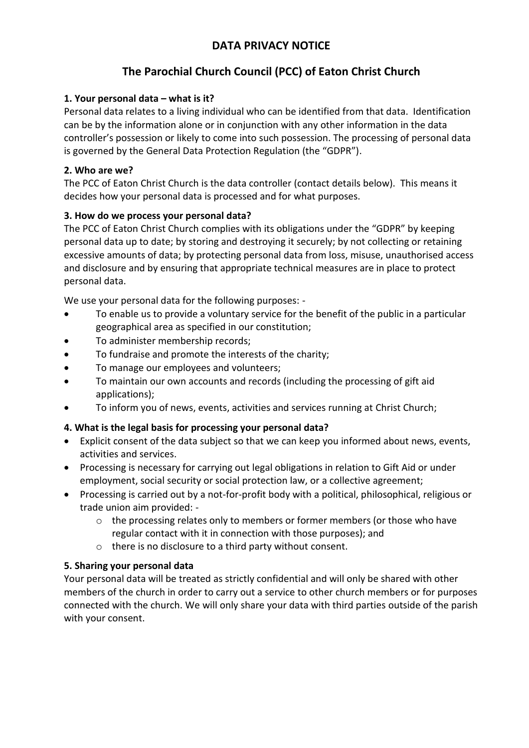# DATA PRIVACY NOTICE

## The Parochial Church Council (PCC) of Eaton Christ Church

### 1. Your personal data – what is it?

Personal data relates to a living individual who can be identified from that data. Identification can be by the information alone or in conjunction with any other information in the data controller's possession or likely to come into such possession. The processing of personal data is governed by the General Data Protection Regulation (the "GDPR").

### 2. Who are we?

The PCC of Eaton Christ Church is the data controller (contact details below). This means it decides how your personal data is processed and for what purposes.

### 3. How do we process your personal data?

The PCC of Eaton Christ Church complies with its obligations under the "GDPR" by keeping personal data up to date; by storing and destroying it securely; by not collecting or retaining excessive amounts of data; by protecting personal data from loss, misuse, unauthorised access and disclosure and by ensuring that appropriate technical measures are in place to protect personal data.

We use your personal data for the following purposes: -

- To enable us to provide a voluntary service for the benefit of the public in a particular geographical area as specified in our constitution;
- To administer membership records;
- To fundraise and promote the interests of the charity;
- To manage our employees and volunteers;
- To maintain our own accounts and records (including the processing of gift aid applications);
- To inform you of news, events, activities and services running at Christ Church;

### 4. What is the legal basis for processing your personal data?

- Explicit consent of the data subject so that we can keep you informed about news, events, activities and services.
- Processing is necessary for carrying out legal obligations in relation to Gift Aid or under employment, social security or social protection law, or a collective agreement;
- Processing is carried out by a not-for-profit body with a political, philosophical, religious or trade union aim provided: -
  - the processing relates only to members or former members (or those who have regular contact with it in connection with those purposes); and
  - there is no disclosure to a third party without consent.

### 5. Sharing your personal data

Your personal data will be treated as strictly confidential and will only be shared with other members of the church in order to carry out a service to other church members or for purposes connected with the church. We will only share your data with third parties outside of the parish with your consent.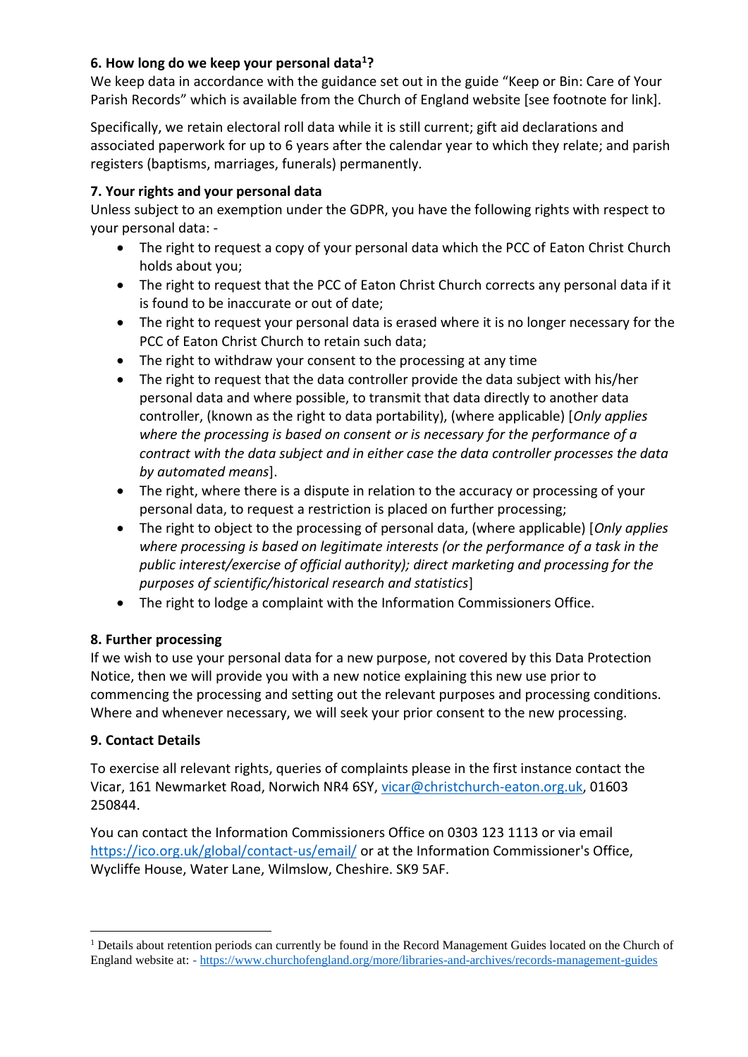**6. How long do we keep your personal data[1]?**

We keep data in accordance with the guidance set out in the guide "Keep or Bin: Care of Your Parish Records" which is available from the Church of England website [see footnote for link].

Specifically, we retain electoral roll data while it is still current; gift aid declarations and associated paperwork for up to 6 years after the calendar year to which they relate; and parish registers (baptisms, marriages, funerals) permanently.

**7. Your rights and your personal data**

Unless subject to an exemption under the GDPR, you have the following rights with respect to your personal data: -

- The right to request a copy of your personal data which the PCC of Eaton Christ Church holds about you;
- The right to request that the PCC of Eaton Christ Church corrects any personal data if it is found to be inaccurate or out of date;
- The right to request your personal data is erased where it is no longer necessary for the PCC of Eaton Christ Church to retain such data;
- The right to withdraw your consent to the processing at any time
- The right to request that the data controller provide the data subject with his/her personal data and where possible, to transmit that data directly to another data controller, (known as the right to data portability), (where applicable) [*Only applies where the processing is based on consent or is necessary for the performance of a contract with the data subject and in either case the data controller processes the data by automated means*].
- The right, where there is a dispute in relation to the accuracy or processing of your personal data, to request a restriction is placed on further processing;
- The right to object to the processing of personal data, (where applicable) [*Only applies where processing is based on legitimate interests (or the performance of a task in the public interest/exercise of official authority); direct marketing and processing for the purposes of scientific/historical research and statistics*]
- The right to lodge a complaint with the Information Commissioners Office.

**8. Further processing**

If we wish to use your personal data for a new purpose, not covered by this Data Protection Notice, then we will provide you with a new notice explaining this new use prior to commencing the processing and setting out the relevant purposes and processing conditions. Where and whenever necessary, we will seek your prior consent to the new processing.

**9. Contact Details**

To exercise all relevant rights, queries of complaints please in the first instance contact the Vicar, 161 Newmarket Road, Norwich NR4 6SY, vicar@christchurch-eaton.org.uk, 01603 250844.

You can contact the Information Commissioners Office on 0303 123 1113 or via email https://ico.org.uk/global/contact-us/email/ or at the Information Commissioner's Office, Wycliffe House, Water Lane, Wilmslow, Cheshire. SK9 5AF.

---

[1] Details about retention periods can currently be found in the Record Management Guides located on the Church of England website at: - https://www.churchofengland.org/more/libraries-and-archives/records-management-guides